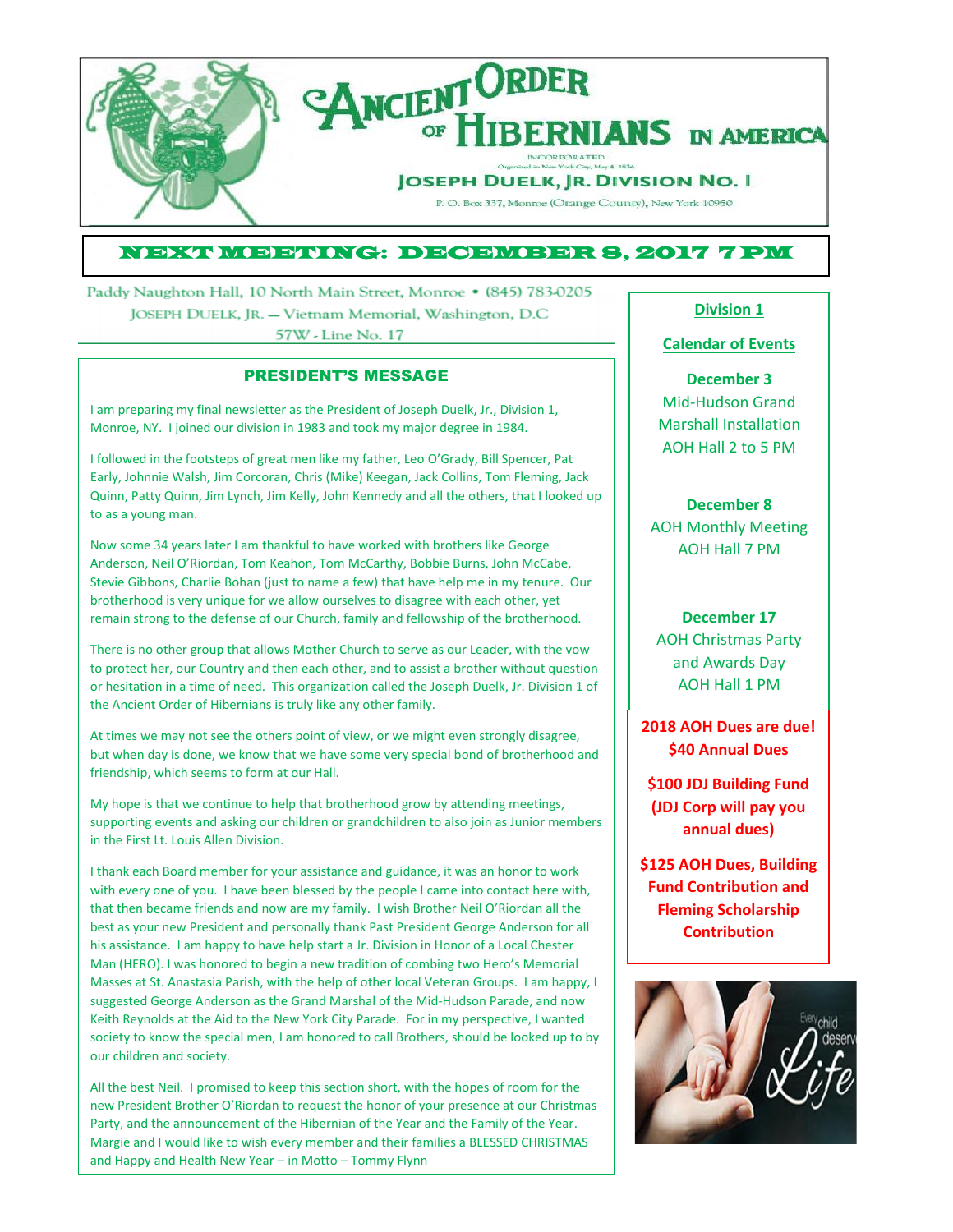# Ancient Order of Hibernians in America

INCORPORATED

Organized in New York City, May 4, 1836

## Joseph Duelk, Jr. Division No. 1

P. O. Box 337, Monroe (Orange County), New York 10950

## NEXT MEETING: DECEMBER 8, 2017 7 PM

Paddy Naughton Hall, 10 North Main Street, Monroe • (845) 783-0205

Joseph Duelk, Jr. — Vietnam Memorial, Washington, D.C

57W - Line No. 17

### PRESIDENT'S MESSAGE

I am preparing my final newsletter as the President of Joseph Duelk, Jr., Division 1, Monroe, NY. I joined our division in 1983 and took my major degree in 1984.

I followed in the footsteps of great men like my father, Leo O'Grady, Bill Spencer, Pat Early, Johnnie Walsh, Jim Corcoran, Chris (Mike) Keegan, Jack Collins, Tom Fleming, Jack Quinn, Patty Quinn, Jim Lynch, Jim Kelly, John Kennedy and all the others, that I looked up to as a young man.

Now some 34 years later I am thankful to have worked with brothers like George Anderson, Neil O'Riordan, Tom Keahon, Tom McCarthy, Bobbie Burns, John McCabe, Stevie Gibbons, Charlie Bohan (just to name a few) that have help me in my tenure. Our brotherhood is very unique for we allow ourselves to disagree with each other, yet remain strong to the defense of our Church, family and fellowship of the brotherhood.

There is no other group that allows Mother Church to serve as our Leader, with the vow to protect her, our Country and then each other, and to assist a brother without question or hesitation in a time of need. This organization called the Joseph Duelk, Jr. Division 1 of the Ancient Order of Hibernians is truly like any other family.

At times we may not see the others point of view, or we might even strongly disagree, but when day is done, we know that we have some very special bond of brotherhood and friendship, which seems to form at our Hall.

My hope is that we continue to help that brotherhood grow by attending meetings, supporting events and asking our children or grandchildren to also join as Junior members in the First Lt. Louis Allen Division.

I thank each Board member for your assistance and guidance, it was an honor to work with every one of you. I have been blessed by the people I came into contact here with, that then became friends and now are my family. I wish Brother Neil O'Riordan all the best as your new President and personally thank Past President George Anderson for all his assistance. I am happy to have help start a Jr. Division in Honor of a Local Chester Man (HERO). I was honored to begin a new tradition of combing two Hero's Memorial Masses at St. Anastasia Parish, with the help of other local Veteran Groups. I am happy, I suggested George Anderson as the Grand Marshal of the Mid-Hudson Parade, and now Keith Reynolds at the Aid to the New York City Parade. For in my perspective, I wanted society to know the special men, I am honored to call Brothers, should be looked up to by our children and society.

All the best Neil. I promised to keep this section short, with the hopes of room for the new President Brother O'Riordan to request the honor of your presence at our Christmas Party, and the announcement of the Hibernian of the Year and the Family of the Year. Margie and I would like to wish every member and their families a BLESSED CHRISTMAS and Happy and Health New Year – in Motto – Tommy Flynn

### Division 1

### Calendar of Events

**December 3**
Mid-Hudson Grand Marshall Installation
AOH Hall 2 to 5 PM

**December 8**
AOH Monthly Meeting
AOH Hall 7 PM

**December 17**
AOH Christmas Party and Awards Day
AOH Hall 1 PM

**2018 AOH Dues are due!**
**$40 Annual Dues**

**$100 JDJ Building Fund (JDJ Corp will pay you annual dues)**

**$125 AOH Dues, Building Fund Contribution and Fleming Scholarship Contribution**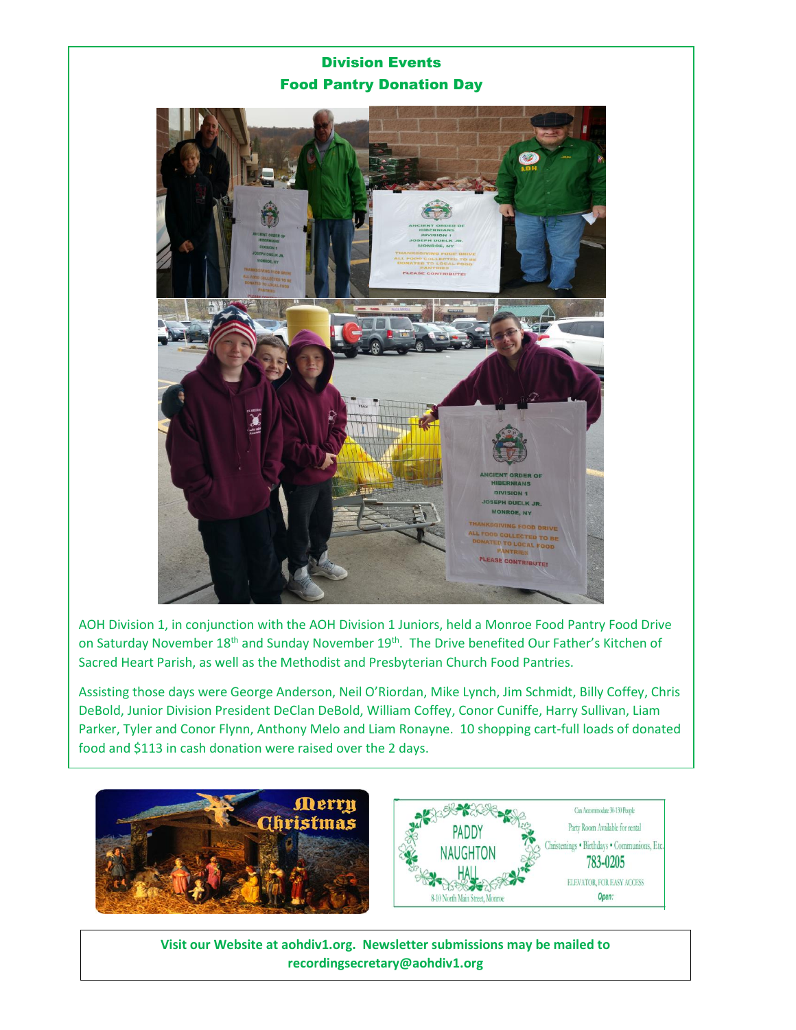## Division Events

### Food Pantry Donation Day

AOH Division 1, in conjunction with the AOH Division 1 Juniors, held a Monroe Food Pantry Food Drive on Saturday November 18th and Sunday November 19th. The Drive benefited Our Father's Kitchen of Sacred Heart Parish, as well as the Methodist and Presbyterian Church Food Pantries.

Assisting those days were George Anderson, Neil O'Riordan, Mike Lynch, Jim Schmidt, Billy Coffey, Chris DeBold, Junior Division President DeClan DeBold, William Coffey, Conor Cuniffe, Harry Sullivan, Liam Parker, Tyler and Conor Flynn, Anthony Melo and Liam Ronayne. 10 shopping cart-full loads of donated food and $113 in cash donation were raised over the 2 days.

**Visit our Website at aohdiv1.org. Newsletter submissions may be mailed to recordingsecretary@aohdiv1.org**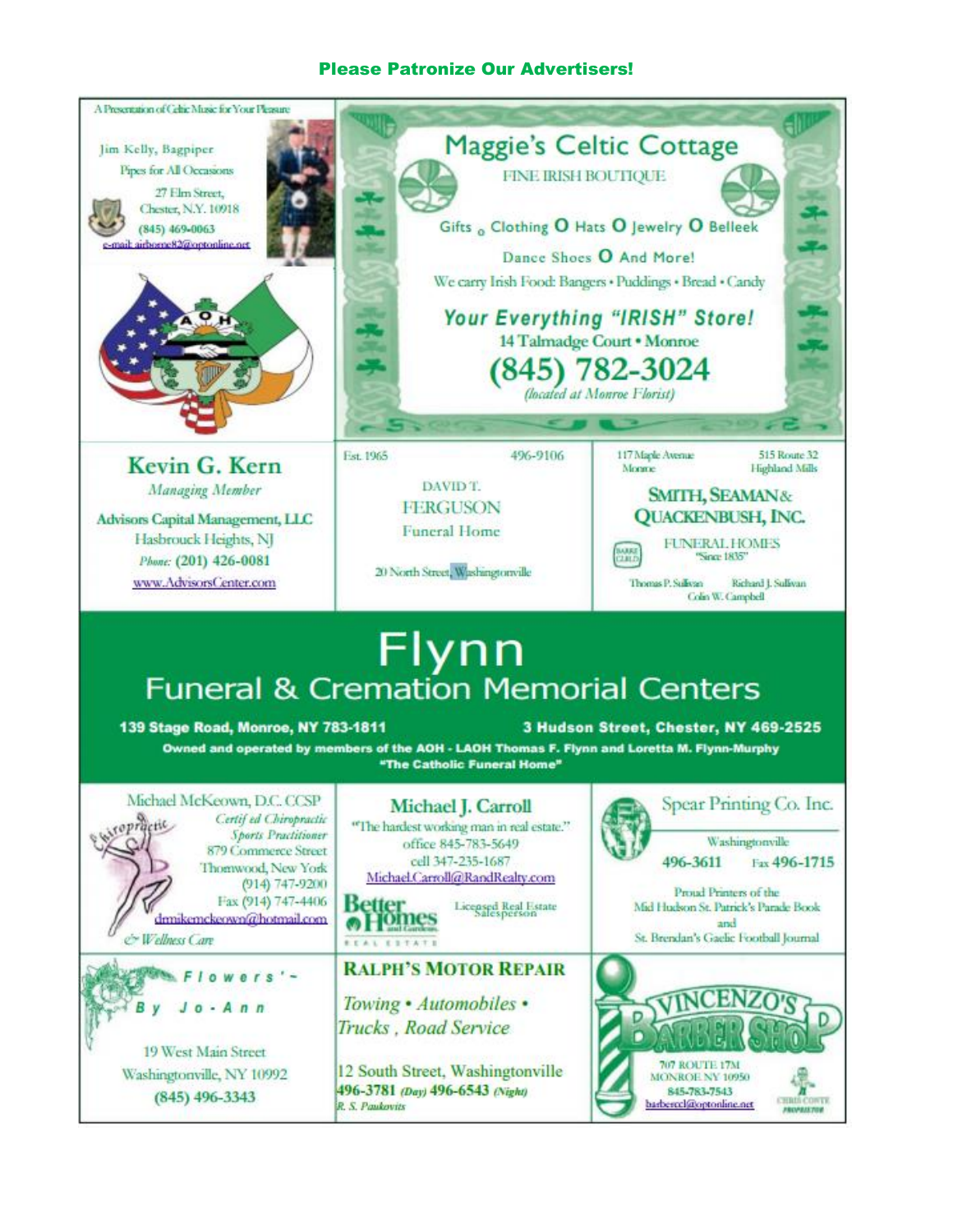## Please Patronize Our Advertisers!

A Presentation of Celtic Music for Your Pleasure

Jim Kelly, Bagpiper
Pipes for All Occasions
27 Elm Street,
Chester, N.Y. 10918
(845) 469-0063
e-mail airborne82@optonline.net

AOH

---

## Maggie's Celtic Cottage

FINE IRISH BOUTIQUE

Gifts o Clothing O Hats O Jewelry O Belleek

Dance Shoes O And More!

We carry Irish Food: Bangers • Puddings • Bread • Candy

***Your Everything "IRISH" Store!***

14 Talmadge Court • Monroe

**(845) 782-3024**

*(located at Monroe Florist)*

---

**Kevin G. Kern**
*Managing Member*
**Advisors Capital Management, LLC**
Hasbrouck Heights, NJ
*Phone:* **(201) 426-0081**
www.AdvisorsCenter.com

---

Est. 1965 496-9106

DAVID T.
FERGUSON
Funeral Home

20 North Street, Washingtonville

---

117 Maple Avenue Monroe 515 Route 32 Highland Mills

**SMITH, SEAMAN & QUACKENBUSH, INC.**

FUNERAL HOMES
"Since 1835"

Thomas P. Sullivan Richard J. Sullivan
Colin W. Campbell

---

# Flynn
## Funeral & Cremation Memorial Centers

**139 Stage Road, Monroe, NY 783-1811** **3 Hudson Street, Chester, NY 469-2525**

**Owned and operated by members of the AOH - LAOH Thomas F. Flynn and Loretta M. Flynn-Murphy**
**"The Catholic Funeral Home"**

---

Michael McKeown, D.C. CCSP
*Certified Chiropractic Sports Practitioner*
879 Commerce Street
Thornwood, New York
(914) 747-9200
Fax (914) 747-4406
drmikemckeown@hotmail.com
*Chiropractic & Wellness Care*

---

**Michael J. Carroll**
"The hardest working man in real estate."
office 845-783-5649
cell 347-235-1687
Michael.Carroll@RandRealty.com

Better Homes and Gardens Real Estate
Licensed Real Estate Salesperson

---

Spear Printing Co. Inc.

Washingtonville
**496-3611** Fax **496-1715**

Proud Printers of the
Mid Hudson St. Patrick's Parade Book
and
St. Brendan's Gaelic Football Journal

---

Flowers' - By Jo-Ann

19 West Main Street
Washingtonville, NY 10992
(845) 496-3343

---

**RALPH'S MOTOR REPAIR**

*Towing • Automobiles • Trucks , Road Service*

12 South Street, Washingtonville
**496-3781** *(Day)* **496-6543** *(Night)*
*R. S. Paukovits*

---

**VINCENZO'S BARBER SHOP**

707 ROUTE 17M
MONROE NY 10950
845-783-7543
barbercl@optonline.net

CHRIS CONTE
PROPRIETOR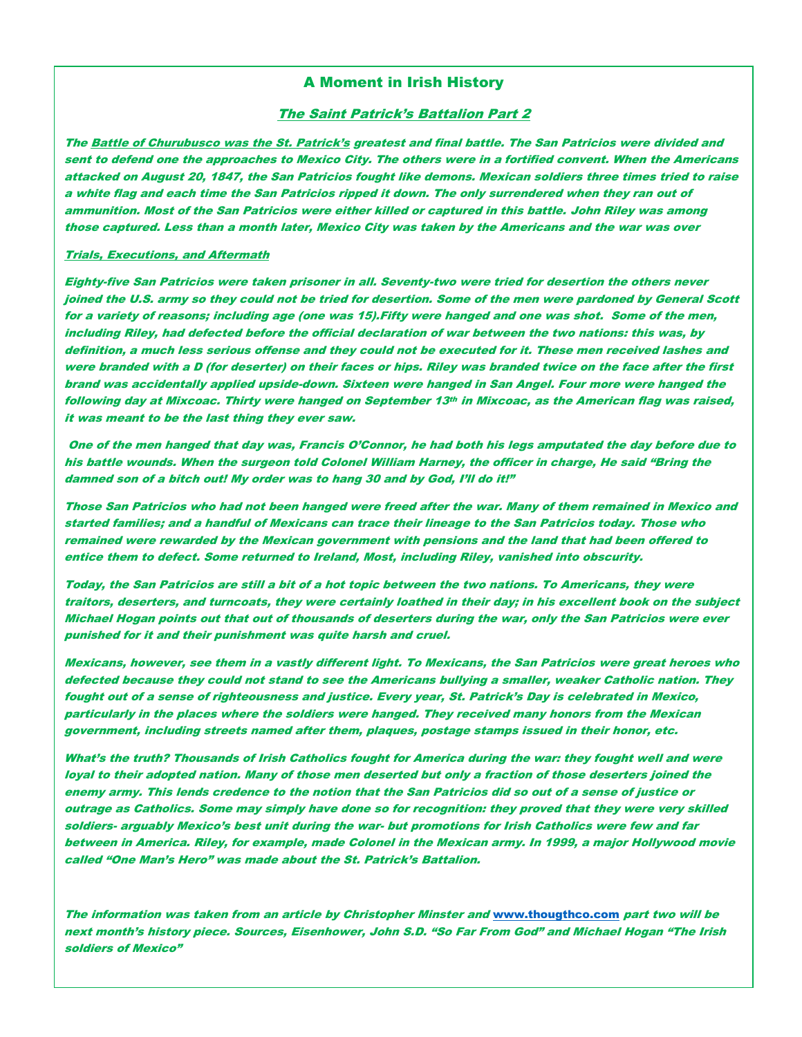## A Moment in Irish History

### *The Saint Patrick's Battalion Part 2*

*The Battle of Churubusco was the St. Patrick's greatest and final battle. The San Patricios were divided and sent to defend one the approaches to Mexico City. The others were in a fortified convent. When the Americans attacked on August 20, 1847, the San Patricios fought like demons. Mexican soldiers three times tried to raise a white flag and each time the San Patricios ripped it down. The only surrendered when they ran out of ammunition. Most of the San Patricios were either killed or captured in this battle. John Riley was among those captured. Less than a month later, Mexico City was taken by the Americans and the war was over*

#### *Trials, Executions, and Aftermath*

*Eighty-five San Patricios were taken prisoner in all. Seventy-two were tried for desertion the others never joined the U.S. army so they could not be tried for desertion. Some of the men were pardoned by General Scott for a variety of reasons; including age (one was 15).Fifty were hanged and one was shot. Some of the men, including Riley, had defected before the official declaration of war between the two nations: this was, by definition, a much less serious offense and they could not be executed for it. These men received lashes and were branded with a D (for deserter) on their faces or hips. Riley was branded twice on the face after the first brand was accidentally applied upside-down. Sixteen were hanged in San Angel. Four more were hanged the following day at Mixcoac. Thirty were hanged on September 13th in Mixcoac, as the American flag was raised, it was meant to be the last thing they ever saw.*

*One of the men hanged that day was, Francis O'Connor, he had both his legs amputated the day before due to his battle wounds. When the surgeon told Colonel William Harney, the officer in charge, He said "Bring the damned son of a bitch out! My order was to hang 30 and by God, I'll do it!"*

*Those San Patricios who had not been hanged were freed after the war. Many of them remained in Mexico and started families; and a handful of Mexicans can trace their lineage to the San Patricios today. Those who remained were rewarded by the Mexican government with pensions and the land that had been offered to entice them to defect. Some returned to Ireland, Most, including Riley, vanished into obscurity.*

*Today, the San Patricios are still a bit of a hot topic between the two nations. To Americans, they were traitors, deserters, and turncoats, they were certainly loathed in their day; in his excellent book on the subject Michael Hogan points out that out of thousands of deserters during the war, only the San Patricios were ever punished for it and their punishment was quite harsh and cruel.*

*Mexicans, however, see them in a vastly different light. To Mexicans, the San Patricios were great heroes who defected because they could not stand to see the Americans bullying a smaller, weaker Catholic nation. They fought out of a sense of righteousness and justice. Every year, St. Patrick's Day is celebrated in Mexico, particularly in the places where the soldiers were hanged. They received many honors from the Mexican government, including streets named after them, plaques, postage stamps issued in their honor, etc.*

*What's the truth? Thousands of Irish Catholics fought for America during the war: they fought well and were loyal to their adopted nation. Many of those men deserted but only a fraction of those deserters joined the enemy army. This lends credence to the notion that the San Patricios did so out of a sense of justice or outrage as Catholics. Some may simply have done so for recognition: they proved that they were very skilled soldiers- arguably Mexico's best unit during the war- but promotions for Irish Catholics were few and far between in America. Riley, for example, made Colonel in the Mexican army. In 1999, a major Hollywood movie called "One Man's Hero" was made about the St. Patrick's Battalion.*

*The information was taken from an article by Christopher Minster and www.thougthco.com part two will be next month's history piece. Sources, Eisenhower, John S.D. "So Far From God" and Michael Hogan "The Irish soldiers of Mexico"*